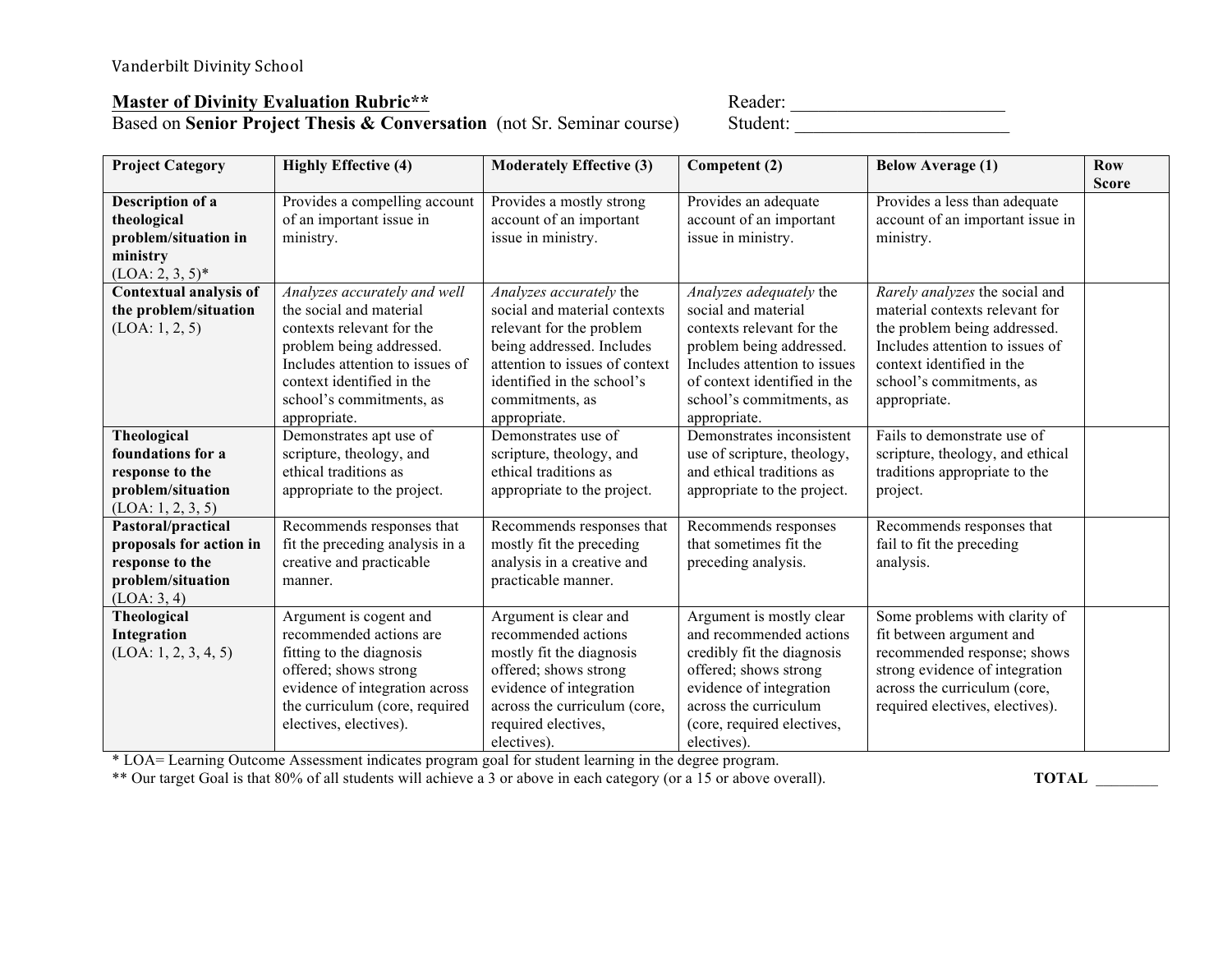Vanderbilt Divinity School

**Master of Divinity Evaluation Rubric****
Based on **Senior Project Thesis & Conversation** (not Sr. Seminar course)

Reader: ________________________
Student: ________________________

| Project Category | Highly Effective (4) | Moderately Effective (3) | Competent (2) | Below Average (1) | Row Score |
|---|---|---|---|---|---|
| **Description of a theological problem/situation in ministry** (LOA: 2, 3, 5)* | Provides a compelling account of an important issue in ministry. | Provides a mostly strong account of an important issue in ministry. | Provides an adequate account of an important issue in ministry. | Provides a less than adequate account of an important issue in ministry. | |
| **Contextual analysis of the problem/situation** (LOA: 1, 2, 5) | *Analyzes accurately and well* the social and material contexts relevant for the problem being addressed. Includes attention to issues of context identified in the school's commitments, as appropriate. | *Analyzes accurately* the social and material contexts relevant for the problem being addressed. Includes attention to issues of context identified in the school's commitments, as appropriate. | *Analyzes adequately* the social and material contexts relevant for the problem being addressed. Includes attention to issues of context identified in the school's commitments, as appropriate. | *Rarely analyzes* the social and material contexts relevant for the problem being addressed. Includes attention to issues of context identified in the school's commitments, as appropriate. | |
| **Theological foundations for a response to the problem/situation** (LOA: 1, 2, 3, 5) | Demonstrates apt use of scripture, theology, and ethical traditions as appropriate to the project. | Demonstrates use of scripture, theology, and ethical traditions as appropriate to the project. | Demonstrates inconsistent use of scripture, theology, and ethical traditions as appropriate to the project. | Fails to demonstrate use of scripture, theology, and ethical traditions appropriate to the project. | |
| **Pastoral/practical proposals for action in response to the problem/situation** (LOA: 3, 4) | Recommends responses that fit the preceding analysis in a creative and practicable manner. | Recommends responses that mostly fit the preceding analysis in a creative and practicable manner. | Recommends responses that sometimes fit the preceding analysis. | Recommends responses that fail to fit the preceding analysis. | |
| **Theological Integration** (LOA: 1, 2, 3, 4, 5) | Argument is cogent and recommended actions are fitting to the diagnosis offered; shows strong evidence of integration across the curriculum (core, required electives, electives). | Argument is clear and recommended actions mostly fit the diagnosis offered; shows strong evidence of integration across the curriculum (core, required electives, electives). | Argument is mostly clear and recommended actions credibly fit the diagnosis offered; shows strong evidence of integration across the curriculum (core, required electives, electives). | Some problems with clarity of fit between argument and recommended response; shows strong evidence of integration across the curriculum (core, required electives, electives). | |

\* LOA= Learning Outcome Assessment indicates program goal for student learning in the degree program.
** Our target Goal is that 80% of all students will achieve a 3 or above in each category (or a 15 or above overall).

**TOTAL** ________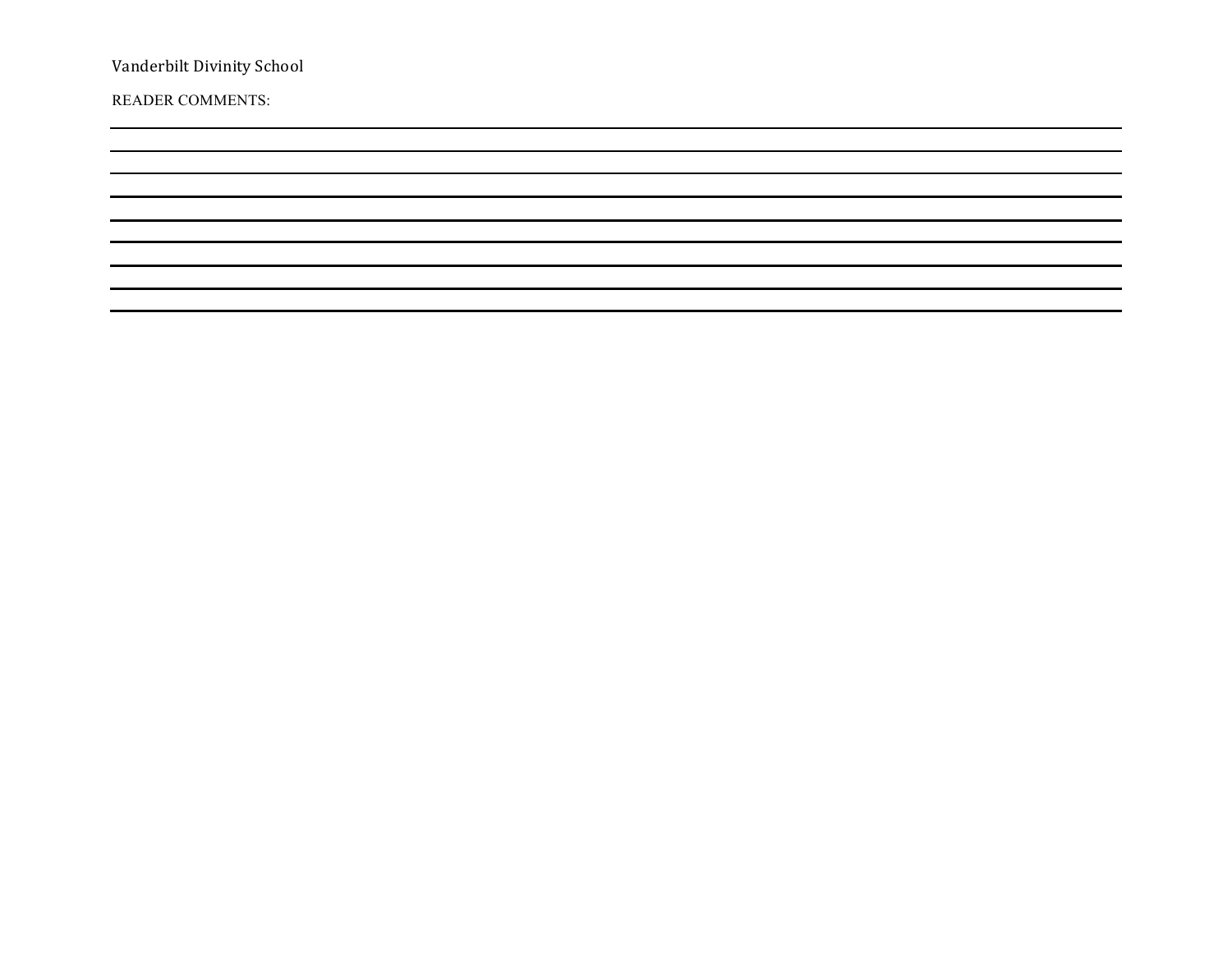Vanderbilt Divinity School

READER COMMENTS:

_______________________________________________________________________________

_______________________________________________________________________________

_______________________________________________________________________________

_______________________________________________________________________________

_______________________________________________________________________________

_______________________________________________________________________________

_______________________________________________________________________________

_______________________________________________________________________________

_______________________________________________________________________________